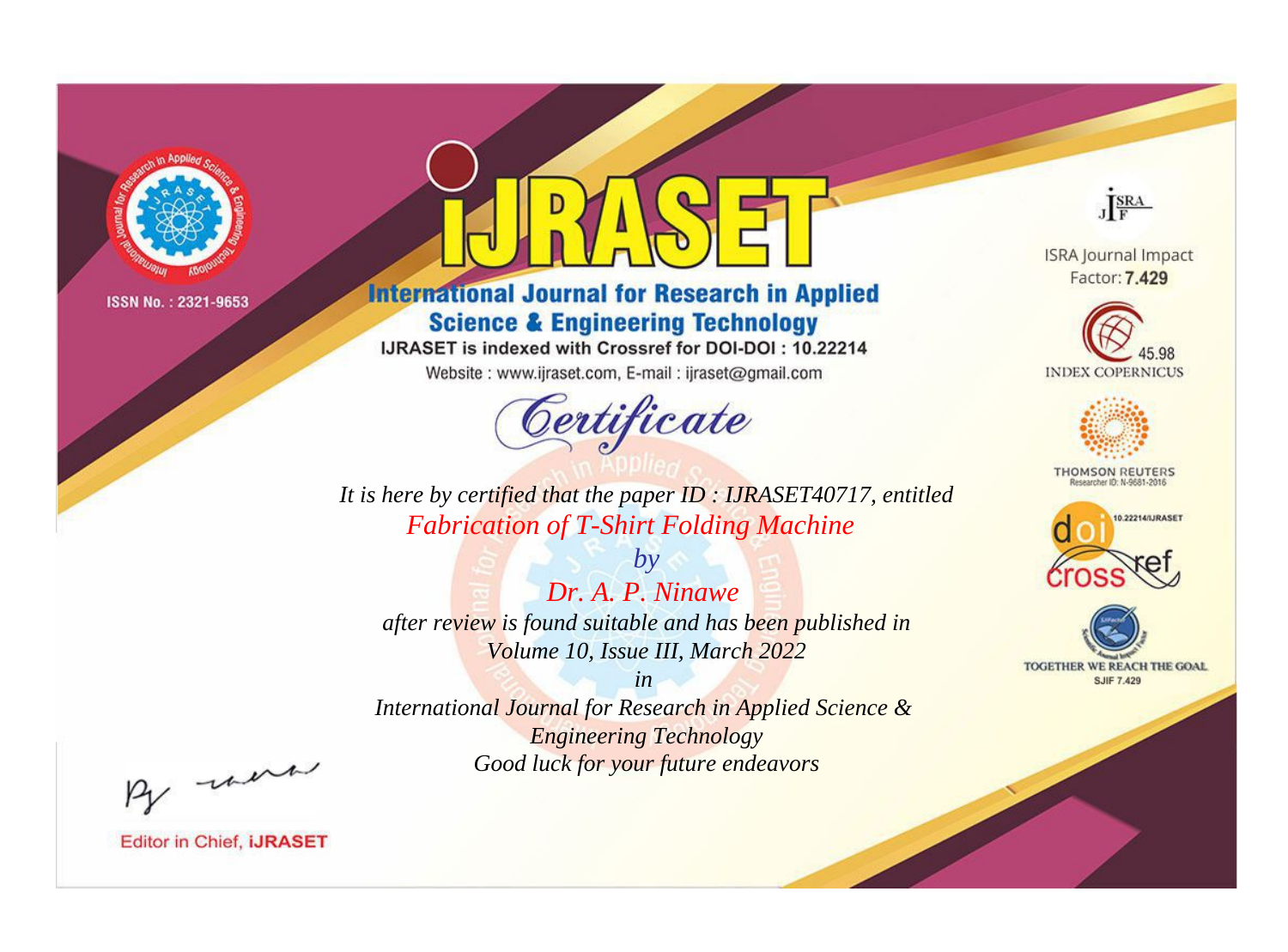ISSN No. : 2321-9653

# iJRASET

## International Journal for Research in Applied Science & Engineering Technology

IJRASET is indexed with Crossref for DOI-DOI : 10.22214

Website : www.ijraset.com, E-mail : ijraset@gmail.com

*Certificate*

*It is here by certified that the paper ID : IJRASET40717, entitled*

*Fabrication of T-Shirt Folding Machine*

*by*

*Dr. A. P. Ninawe*

*after review is found suitable and has been published in*

*Volume 10, Issue III, March 2022*

*in*

*International Journal for Research in Applied Science & Engineering Technology*

*Good luck for your future endeavors*

ISRA Journal Impact Factor: **7.429**

45.98 INDEX COPERNICUS

THOMSON REUTERS Researcher ID: N-9681-2016

10.22214/IJRASET

TOGETHER WE REACH THE GOAL SJIF 7.429

Editor in Chief, **iJRASET**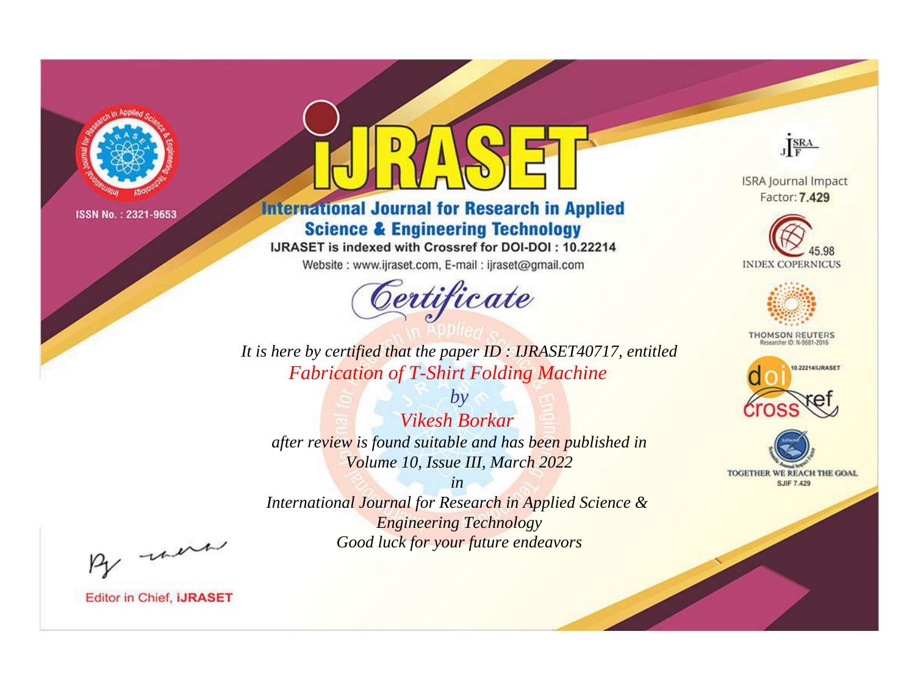ISSN No. : 2321-9653

# iJRASET

## International Journal for Research in Applied Science & Engineering Technology

IJRASET is indexed with Crossref for DOI-DOI : 10.22214

Website : www.ijraset.com, E-mail : ijraset@gmail.com

# Certificate

*It is here by certified that the paper ID : IJRASET40717, entitled*

*Fabrication of T-Shirt Folding Machine*

*by*

*Vikesh Borkar*

*after review is found suitable and has been published in*

*Volume 10, Issue III, March 2022*

*in*

*International Journal for Research in Applied Science & Engineering Technology*

*Good luck for your future endeavors*

ISRA Journal Impact Factor: **7.429**

45.98 INDEX COPERNICUS

THOMSON REUTERS Researcher ID: N-9681-2016

10.22214/IJRASET

TOGETHER WE REACH THE GOAL SJIF 7.429

Editor in Chief, **iJRASET**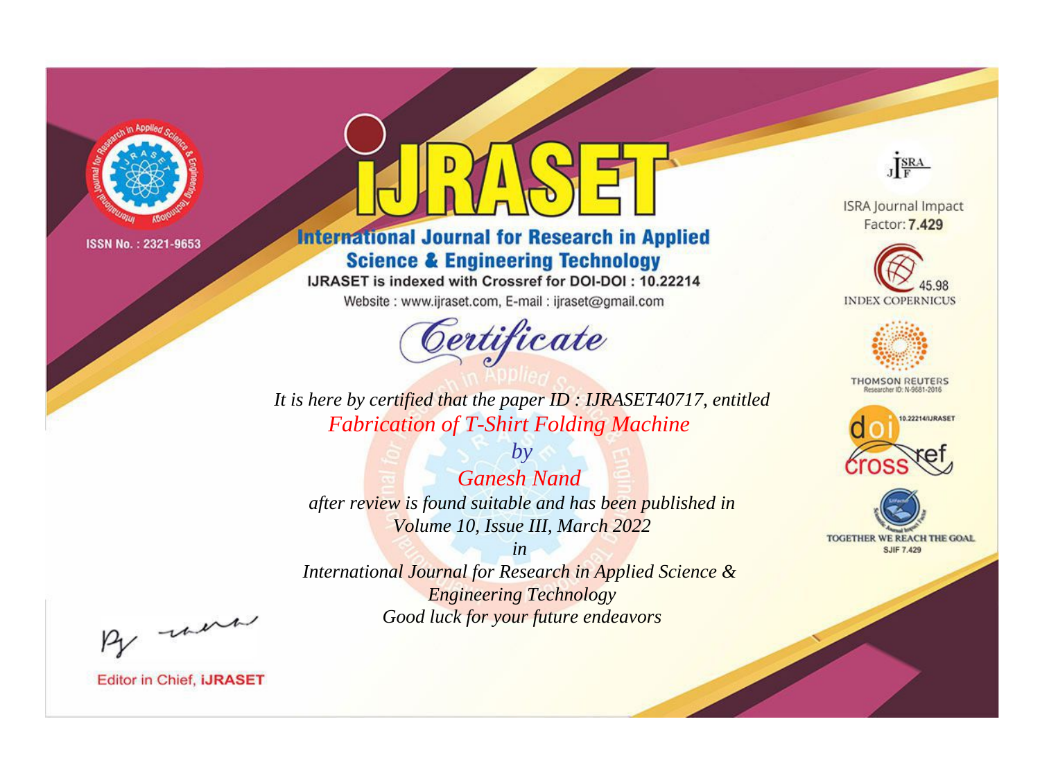ISSN No. : 2321-9653

# IJRASET

## International Journal for Research in Applied Science & Engineering Technology

IJRASET is indexed with Crossref for DOI-DOI : 10.22214

Website : www.ijraset.com, E-mail : ijraset@gmail.com

*Certificate*

*It is here by certified that the paper ID : IJRASET40717, entitled*

*Fabrication of T-Shirt Folding Machine*

*by*

*Ganesh Nand*

*after review is found suitable and has been published in*

*Volume 10, Issue III, March 2022*

*in*

*International Journal for Research in Applied Science & Engineering Technology*

*Good luck for your future endeavors*

ISRA Journal Impact Factor: **7.429**

45.98 INDEX COPERNICUS

THOMSON REUTERS Researcher ID: N-9681-2016

10.22214/IJRASET

TOGETHER WE REACH THE GOAL SJIF 7.429

Editor in Chief, **IJRASET**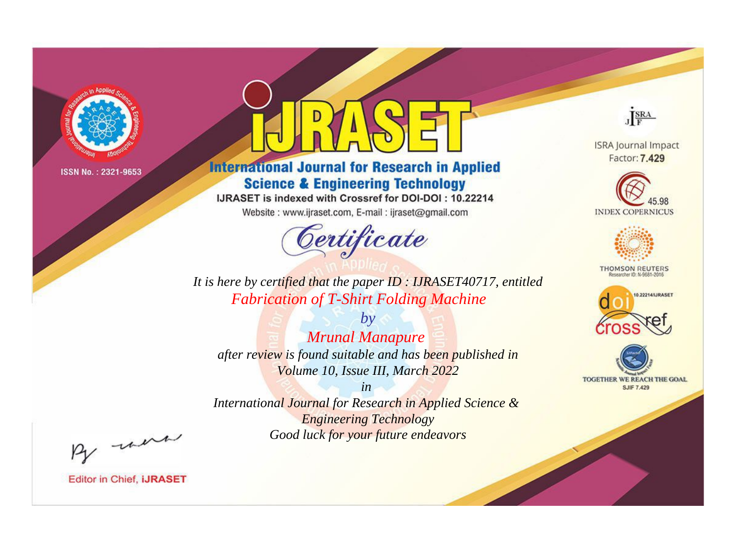ISSN No. : 2321-9653

# International Journal for Research in Applied Science & Engineering Technology

IJRASET is indexed with Crossref for DOI-DOI : 10.22214

Website : www.ijraset.com, E-mail : ijraset@gmail.com

## Certificate

*It is here by certified that the paper ID : IJRASET40717, entitled*

*Fabrication of T-Shirt Folding Machine*

*by*

*Mrunal Manapure*

*after review is found suitable and has been published in*

*Volume 10, Issue III, March 2022*

*in*

*International Journal for Research in Applied Science & Engineering Technology*

*Good luck for your future endeavors*

ISRA Journal Impact Factor: **7.429**

45.98 INDEX COPERNICUS

THOMSON REUTERS Researcher ID: N-9681-2016

10.22214/IJRASET

TOGETHER WE REACH THE GOAL SJIF 7.429

Editor in Chief, **iJRASET**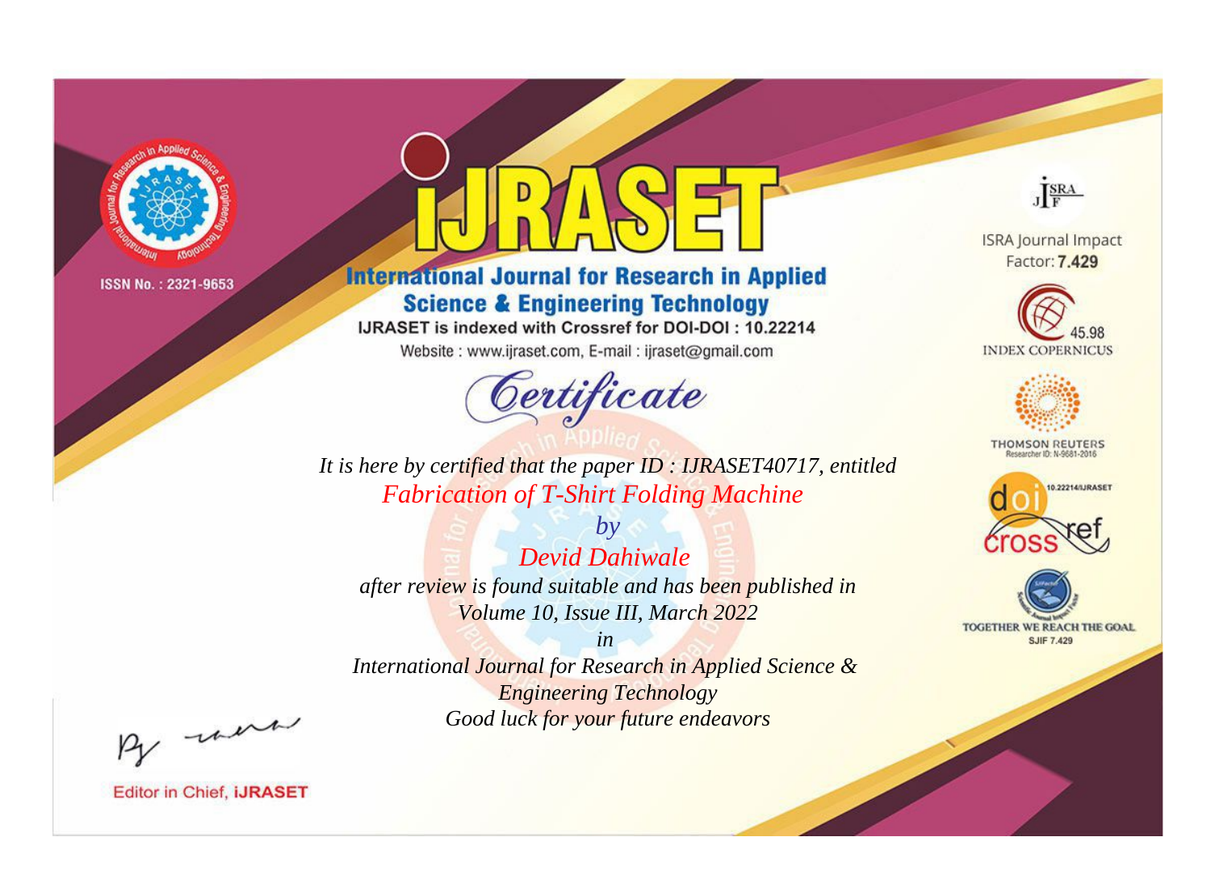ISSN No. : 2321-9653

# iJRASET

## International Journal for Research in Applied Science & Engineering Technology

IJRASET is indexed with Crossref for DOI-DOI : 10.22214

Website : www.ijraset.com, E-mail : ijraset@gmail.com

ISRA Journal Impact Factor: **7.429**

45.98 INDEX COPERNICUS

THOMSON REUTERS Researcher ID: N-9681-2016

10.22214/IJRASET

TOGETHER WE REACH THE GOAL SJIF 7.429

# Certificate

*It is here by certified that the paper ID : IJRASET40717, entitled*

*Fabrication of T-Shirt Folding Machine*

*by*

*Devid Dahiwale*

*after review is found suitable and has been published in*

*Volume 10, Issue III, March 2022*

*in*

*International Journal for Research in Applied Science & Engineering Technology*

*Good luck for your future endeavors*

Editor in Chief, iJRASET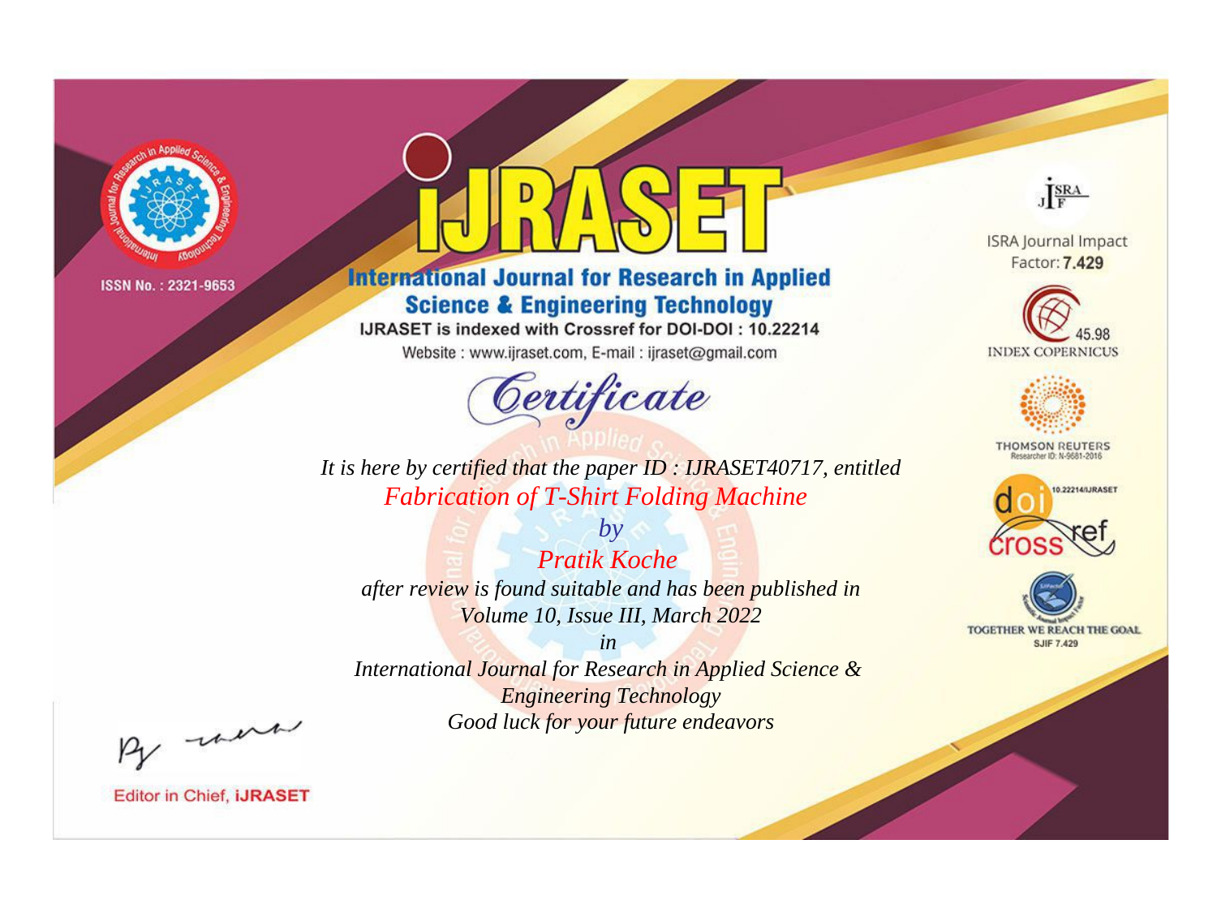ISSN No. : 2321-9653

# iJRASET

## International Journal for Research in Applied Science & Engineering Technology

IJRASET is indexed with Crossref for DOI-DOI : 10.22214

Website : www.ijraset.com, E-mail : ijraset@gmail.com

ISRA Journal Impact Factor: **7.429**

45.98 INDEX COPERNICUS

THOMSON REUTERS Researcher ID: N-9681-2016

10.22214/IJRASET

TOGETHER WE REACH THE GOAL SJIF 7.429

# *Certificate*

*It is here by certified that the paper ID : IJRASET40717, entitled*

*Fabrication of T-Shirt Folding Machine*

*by*

*Pratik Koche*

*after review is found suitable and has been published in*

*Volume 10, Issue III, March 2022*

*in*

*International Journal for Research in Applied Science & Engineering Technology*

*Good luck for your future endeavors*

Editor in Chief, **iJRASET**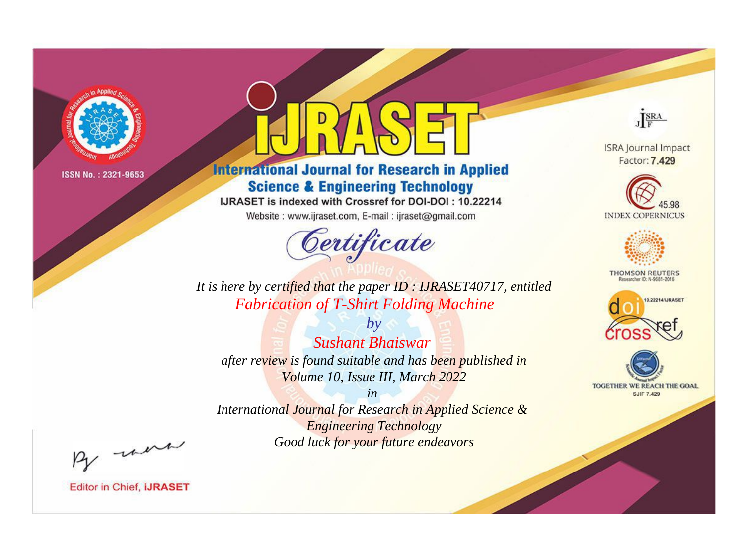ISSN No. : 2321-9653

# iJRASET

## International Journal for Research in Applied Science & Engineering Technology

IJRASET is indexed with Crossref for DOI-DOI : 10.22214

Website : www.ijraset.com, E-mail : ijraset@gmail.com

ISRA Journal Impact Factor: **7.429**

45.98 INDEX COPERNICUS

THOMSON REUTERS Researcher ID: N-9681-2016

10.22214/IJRASET

TOGETHER WE REACH THE GOAL SJIF 7.429

# Certificate

*It is here by certified that the paper ID : IJRASET40717, entitled*

*Fabrication of T-Shirt Folding Machine*

*by*

*Sushant Bhaiswar*

*after review is found suitable and has been published in*

*Volume 10, Issue III, March 2022*

*in*

*International Journal for Research in Applied Science & Engineering Technology*

*Good luck for your future endeavors*

Editor in Chief, **iJRASET**